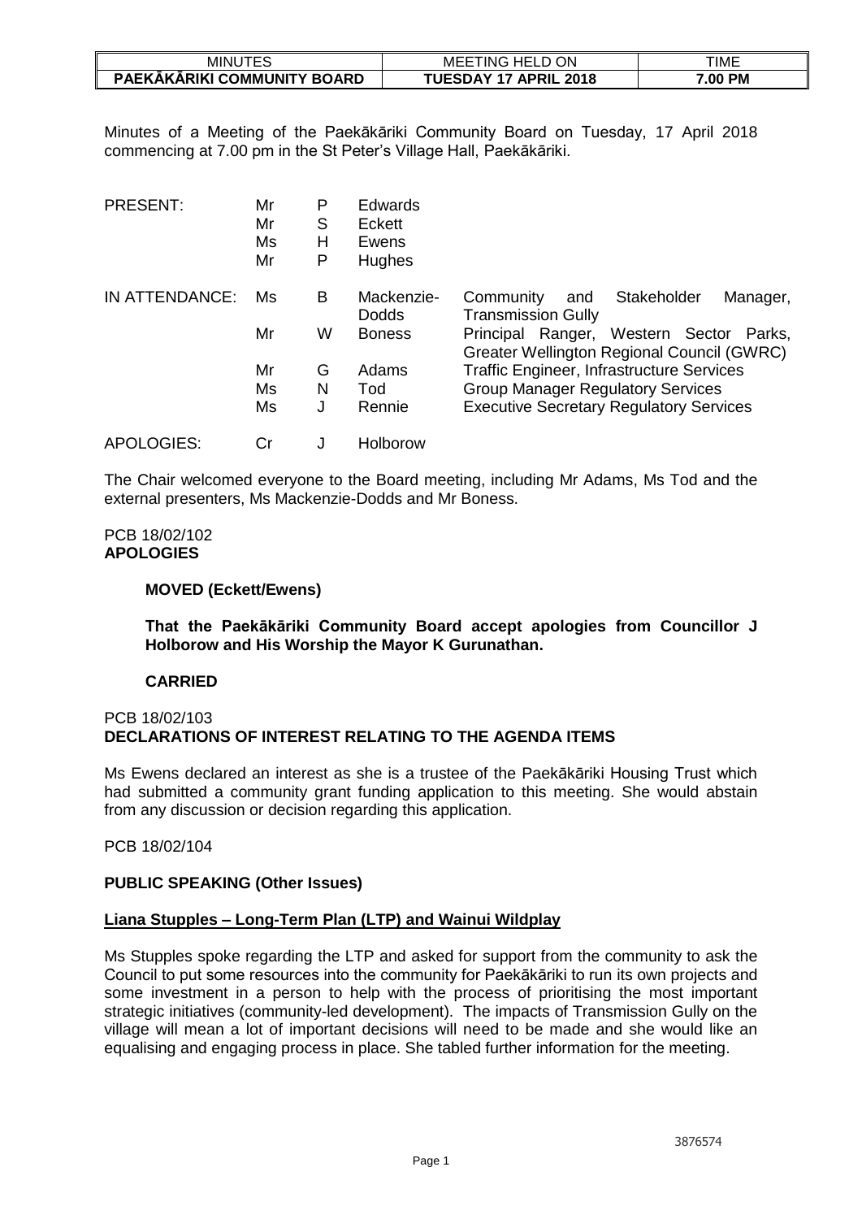| MINUTES | MEETING HELD ON | TIME |
|---|---|---|
| **PAEKĀKĀRIKI COMMUNITY BOARD** | **TUESDAY 17 APRIL 2018** | **7.00 PM** |

Minutes of a Meeting of the Paekākāriki Community Board on Tuesday, 17 April 2018 commencing at 7.00 pm in the St Peter's Village Hall, Paekākāriki.

| | | | | |
|---|---|---|---|---|
| PRESENT: | Mr | P | Edwards | |
| | Mr | S | Eckett | |
| | Ms | H | Ewens | |
| | Mr | P | Hughes | |
| IN ATTENDANCE: | Ms | B | Mackenzie-Dodds | Community and Stakeholder Manager, Transmission Gully |
| | Mr | W | Boness | Principal Ranger, Western Sector Parks, Greater Wellington Regional Council (GWRC) |
| | Mr | G | Adams | Traffic Engineer, Infrastructure Services |
| | Ms | N | Tod | Group Manager Regulatory Services |
| | Ms | J | Rennie | Executive Secretary Regulatory Services |
| APOLOGIES: | Cr | J | Holborow | |

The Chair welcomed everyone to the Board meeting, including Mr Adams, Ms Tod and the external presenters, Ms Mackenzie-Dodds and Mr Boness.

PCB 18/02/102
**APOLOGIES**

**MOVED (Eckett/Ewens)**

**That the Paekākāriki Community Board accept apologies from Councillor J Holborow and His Worship the Mayor K Gurunathan.**

**CARRIED**

PCB 18/02/103
**DECLARATIONS OF INTEREST RELATING TO THE AGENDA ITEMS**

Ms Ewens declared an interest as she is a trustee of the Paekākāriki Housing Trust which had submitted a community grant funding application to this meeting. She would abstain from any discussion or decision regarding this application.

PCB 18/02/104

**PUBLIC SPEAKING (Other Issues)**

**Liana Stupples – Long-Term Plan (LTP) and Wainui Wildplay**

Ms Stupples spoke regarding the LTP and asked for support from the community to ask the Council to put some resources into the community for Paekākāriki to run its own projects and some investment in a person to help with the process of prioritising the most important strategic initiatives (community-led development). The impacts of Transmission Gully on the village will mean a lot of important decisions will need to be made and she would like an equalising and engaging process in place. She tabled further information for the meeting.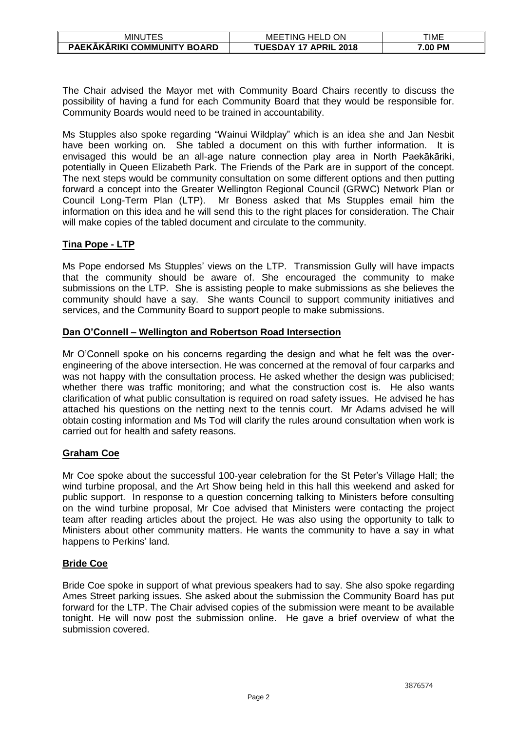The Chair advised the Mayor met with Community Board Chairs recently to discuss the possibility of having a fund for each Community Board that they would be responsible for. Community Boards would need to be trained in accountability.

Ms Stupples also spoke regarding "Wainui Wildplay" which is an idea she and Jan Nesbit have been working on. She tabled a document on this with further information. It is envisaged this would be an all-age nature connection play area in North Paekākāriki, potentially in Queen Elizabeth Park. The Friends of the Park are in support of the concept. The next steps would be community consultation on some different options and then putting forward a concept into the Greater Wellington Regional Council (GRWC) Network Plan or Council Long-Term Plan (LTP). Mr Boness asked that Ms Stupples email him the information on this idea and he will send this to the right places for consideration. The Chair will make copies of the tabled document and circulate to the community.

**Tina Pope - LTP**

Ms Pope endorsed Ms Stupples' views on the LTP. Transmission Gully will have impacts that the community should be aware of. She encouraged the community to make submissions on the LTP. She is assisting people to make submissions as she believes the community should have a say. She wants Council to support community initiatives and services, and the Community Board to support people to make submissions.

**Dan O'Connell – Wellington and Robertson Road Intersection**

Mr O'Connell spoke on his concerns regarding the design and what he felt was the over-engineering of the above intersection. He was concerned at the removal of four carparks and was not happy with the consultation process. He asked whether the design was publicised; whether there was traffic monitoring; and what the construction cost is. He also wants clarification of what public consultation is required on road safety issues. He advised he has attached his questions on the netting next to the tennis court. Mr Adams advised he will obtain costing information and Ms Tod will clarify the rules around consultation when work is carried out for health and safety reasons.

**Graham Coe**

Mr Coe spoke about the successful 100-year celebration for the St Peter's Village Hall; the wind turbine proposal, and the Art Show being held in this hall this weekend and asked for public support. In response to a question concerning talking to Ministers before consulting on the wind turbine proposal, Mr Coe advised that Ministers were contacting the project team after reading articles about the project. He was also using the opportunity to talk to Ministers about other community matters. He wants the community to have a say in what happens to Perkins' land.

**Bride Coe**

Bride Coe spoke in support of what previous speakers had to say. She also spoke regarding Ames Street parking issues. She asked about the submission the Community Board has put forward for the LTP. The Chair advised copies of the submission were meant to be available tonight. He will now post the submission online. He gave a brief overview of what the submission covered.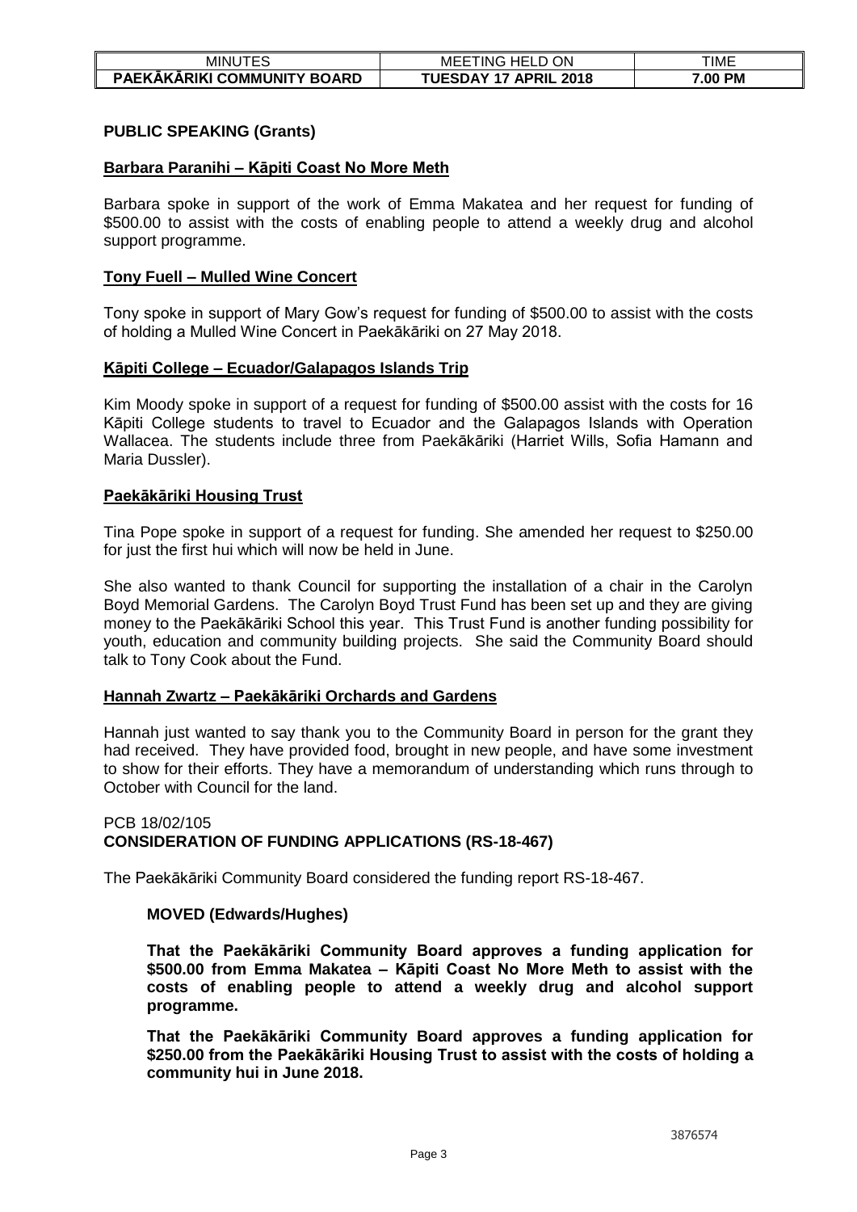### PUBLIC SPEAKING (Grants)

**Barbara Paranihi – Kāpiti Coast No More Meth**

Barbara spoke in support of the work of Emma Makatea and her request for funding of $500.00 to assist with the costs of enabling people to attend a weekly drug and alcohol support programme.

**Tony Fuell – Mulled Wine Concert**

Tony spoke in support of Mary Gow's request for funding of $500.00 to assist with the costs of holding a Mulled Wine Concert in Paekākāriki on 27 May 2018.

**Kāpiti College – Ecuador/Galapagos Islands Trip**

Kim Moody spoke in support of a request for funding of $500.00 assist with the costs for 16 Kāpiti College students to travel to Ecuador and the Galapagos Islands with Operation Wallacea. The students include three from Paekākāriki (Harriet Wills, Sofia Hamann and Maria Dussler).

**Paekākāriki Housing Trust**

Tina Pope spoke in support of a request for funding. She amended her request to $250.00 for just the first hui which will now be held in June.

She also wanted to thank Council for supporting the installation of a chair in the Carolyn Boyd Memorial Gardens. The Carolyn Boyd Trust Fund has been set up and they are giving money to the Paekākāriki School this year. This Trust Fund is another funding possibility for youth, education and community building projects. She said the Community Board should talk to Tony Cook about the Fund.

**Hannah Zwartz – Paekākāriki Orchards and Gardens**

Hannah just wanted to say thank you to the Community Board in person for the grant they had received. They have provided food, brought in new people, and have some investment to show for their efforts. They have a memorandum of understanding which runs through to October with Council for the land.

PCB 18/02/105
**CONSIDERATION OF FUNDING APPLICATIONS (RS-18-467)**

The Paekākāriki Community Board considered the funding report RS-18-467.

**MOVED (Edwards/Hughes)**

**That the Paekākāriki Community Board approves a funding application for $500.00 from Emma Makatea – Kāpiti Coast No More Meth to assist with the costs of enabling people to attend a weekly drug and alcohol support programme.**

**That the Paekākāriki Community Board approves a funding application for $250.00 from the Paekākāriki Housing Trust to assist with the costs of holding a community hui in June 2018.**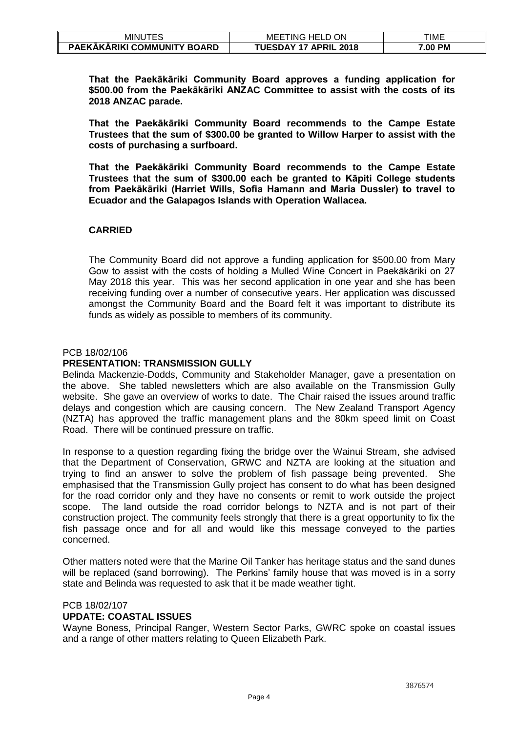**That the Paekākāriki Community Board approves a funding application for $500.00 from the Paekākāriki ANZAC Committee to assist with the costs of its 2018 ANZAC parade.**

**That the Paekākāriki Community Board recommends to the Campe Estate Trustees that the sum of $300.00 be granted to Willow Harper to assist with the costs of purchasing a surfboard.**

**That the Paekākāriki Community Board recommends to the Campe Estate Trustees that the sum of $300.00 each be granted to Kāpiti College students from Paekākāriki (Harriet Wills, Sofia Hamann and Maria Dussler) to travel to Ecuador and the Galapagos Islands with Operation Wallacea.**

**CARRIED**

The Community Board did not approve a funding application for $500.00 from Mary Gow to assist with the costs of holding a Mulled Wine Concert in Paekākāriki on 27 May 2018 this year. This was her second application in one year and she has been receiving funding over a number of consecutive years. Her application was discussed amongst the Community Board and the Board felt it was important to distribute its funds as widely as possible to members of its community.

PCB 18/02/106

**PRESENTATION: TRANSMISSION GULLY**

Belinda Mackenzie-Dodds, Community and Stakeholder Manager, gave a presentation on the above. She tabled newsletters which are also available on the Transmission Gully website. She gave an overview of works to date. The Chair raised the issues around traffic delays and congestion which are causing concern. The New Zealand Transport Agency (NZTA) has approved the traffic management plans and the 80km speed limit on Coast Road. There will be continued pressure on traffic.

In response to a question regarding fixing the bridge over the Wainui Stream, she advised that the Department of Conservation, GRWC and NZTA are looking at the situation and trying to find an answer to solve the problem of fish passage being prevented. She emphasised that the Transmission Gully project has consent to do what has been designed for the road corridor only and they have no consents or remit to work outside the project scope. The land outside the road corridor belongs to NZTA and is not part of their construction project. The community feels strongly that there is a great opportunity to fix the fish passage once and for all and would like this message conveyed to the parties concerned.

Other matters noted were that the Marine Oil Tanker has heritage status and the sand dunes will be replaced (sand borrowing). The Perkins' family house that was moved is in a sorry state and Belinda was requested to ask that it be made weather tight.

PCB 18/02/107

**UPDATE: COASTAL ISSUES**

Wayne Boness, Principal Ranger, Western Sector Parks, GWRC spoke on coastal issues and a range of other matters relating to Queen Elizabeth Park.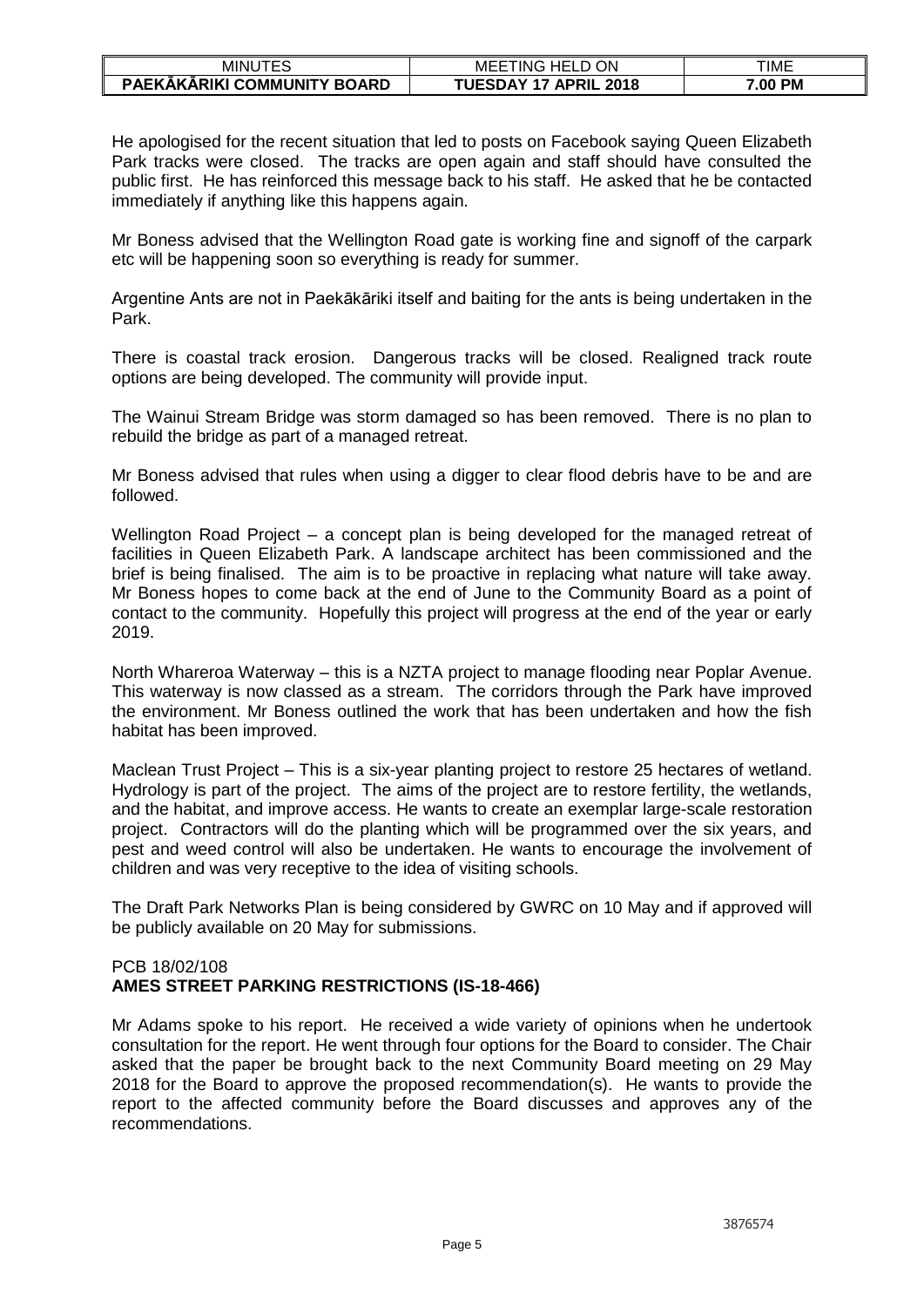He apologised for the recent situation that led to posts on Facebook saying Queen Elizabeth Park tracks were closed. The tracks are open again and staff should have consulted the public first. He has reinforced this message back to his staff. He asked that he be contacted immediately if anything like this happens again.

Mr Boness advised that the Wellington Road gate is working fine and signoff of the carpark etc will be happening soon so everything is ready for summer.

Argentine Ants are not in Paekākāriki itself and baiting for the ants is being undertaken in the Park.

There is coastal track erosion. Dangerous tracks will be closed. Realigned track route options are being developed. The community will provide input.

The Wainui Stream Bridge was storm damaged so has been removed. There is no plan to rebuild the bridge as part of a managed retreat.

Mr Boness advised that rules when using a digger to clear flood debris have to be and are followed.

Wellington Road Project – a concept plan is being developed for the managed retreat of facilities in Queen Elizabeth Park. A landscape architect has been commissioned and the brief is being finalised. The aim is to be proactive in replacing what nature will take away. Mr Boness hopes to come back at the end of June to the Community Board as a point of contact to the community. Hopefully this project will progress at the end of the year or early 2019.

North Whareroa Waterway – this is a NZTA project to manage flooding near Poplar Avenue. This waterway is now classed as a stream. The corridors through the Park have improved the environment. Mr Boness outlined the work that has been undertaken and how the fish habitat has been improved.

Maclean Trust Project – This is a six-year planting project to restore 25 hectares of wetland. Hydrology is part of the project. The aims of the project are to restore fertility, the wetlands, and the habitat, and improve access. He wants to create an exemplar large-scale restoration project. Contractors will do the planting which will be programmed over the six years, and pest and weed control will also be undertaken. He wants to encourage the involvement of children and was very receptive to the idea of visiting schools.

The Draft Park Networks Plan is being considered by GWRC on 10 May and if approved will be publicly available on 20 May for submissions.

PCB 18/02/108
**AMES STREET PARKING RESTRICTIONS (IS-18-466)**

Mr Adams spoke to his report. He received a wide variety of opinions when he undertook consultation for the report. He went through four options for the Board to consider. The Chair asked that the paper be brought back to the next Community Board meeting on 29 May 2018 for the Board to approve the proposed recommendation(s). He wants to provide the report to the affected community before the Board discusses and approves any of the recommendations.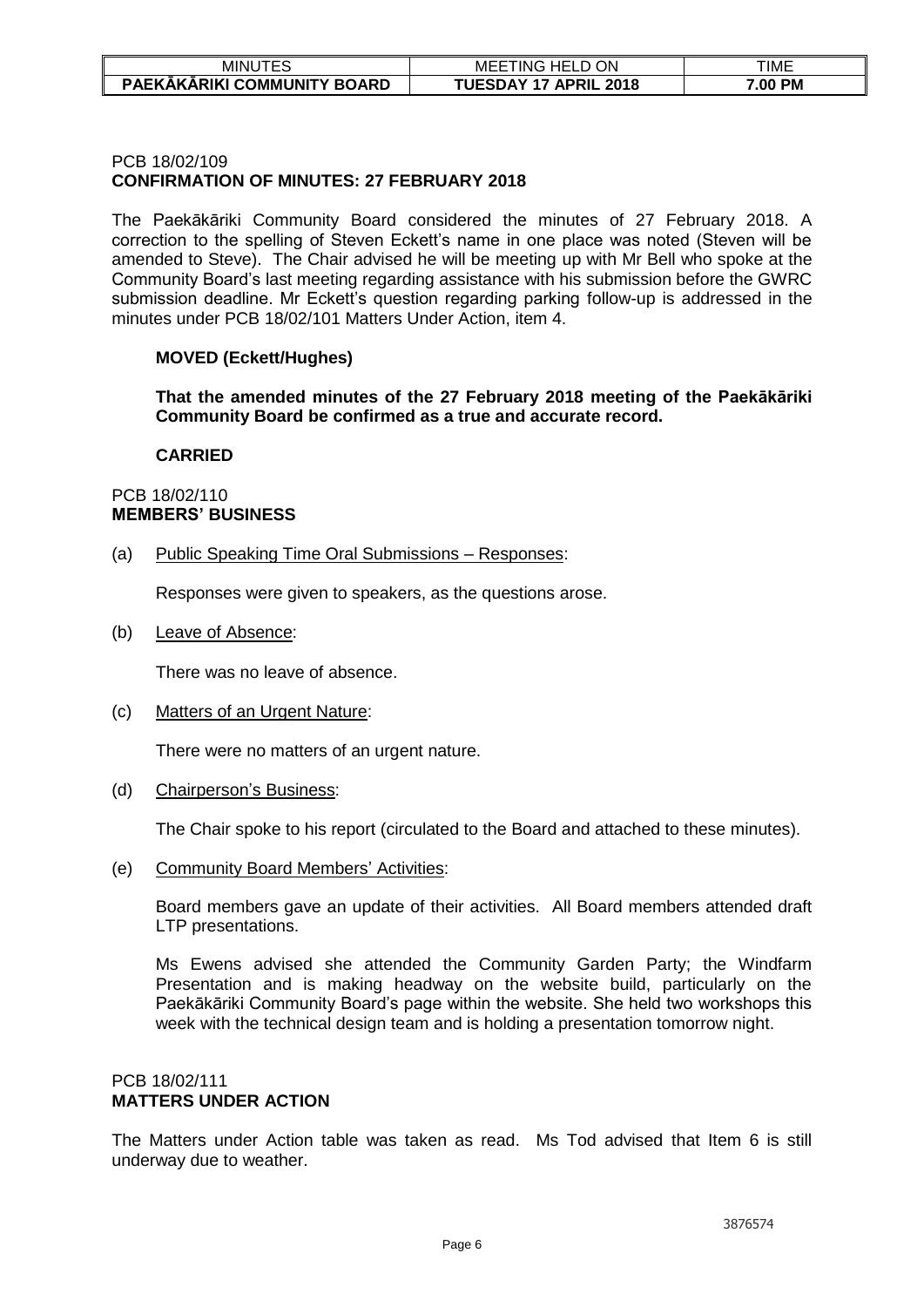PCB 18/02/109
**CONFIRMATION OF MINUTES: 27 FEBRUARY 2018**

The Paekākāriki Community Board considered the minutes of 27 February 2018. A correction to the spelling of Steven Eckett's name in one place was noted (Steven will be amended to Steve). The Chair advised he will be meeting up with Mr Bell who spoke at the Community Board's last meeting regarding assistance with his submission before the GWRC submission deadline. Mr Eckett's question regarding parking follow-up is addressed in the minutes under PCB 18/02/101 Matters Under Action, item 4.

**MOVED (Eckett/Hughes)**

**That the amended minutes of the 27 February 2018 meeting of the Paekākāriki Community Board be confirmed as a true and accurate record.**

**CARRIED**

PCB 18/02/110
**MEMBERS' BUSINESS**

(a) Public Speaking Time Oral Submissions – Responses:

Responses were given to speakers, as the questions arose.

(b) Leave of Absence:

There was no leave of absence.

(c) Matters of an Urgent Nature:

There were no matters of an urgent nature.

(d) Chairperson's Business:

The Chair spoke to his report (circulated to the Board and attached to these minutes).

(e) Community Board Members' Activities:

Board members gave an update of their activities. All Board members attended draft LTP presentations.

Ms Ewens advised she attended the Community Garden Party; the Windfarm Presentation and is making headway on the website build, particularly on the Paekākāriki Community Board's page within the website. She held two workshops this week with the technical design team and is holding a presentation tomorrow night.

PCB 18/02/111
**MATTERS UNDER ACTION**

The Matters under Action table was taken as read. Ms Tod advised that Item 6 is still underway due to weather.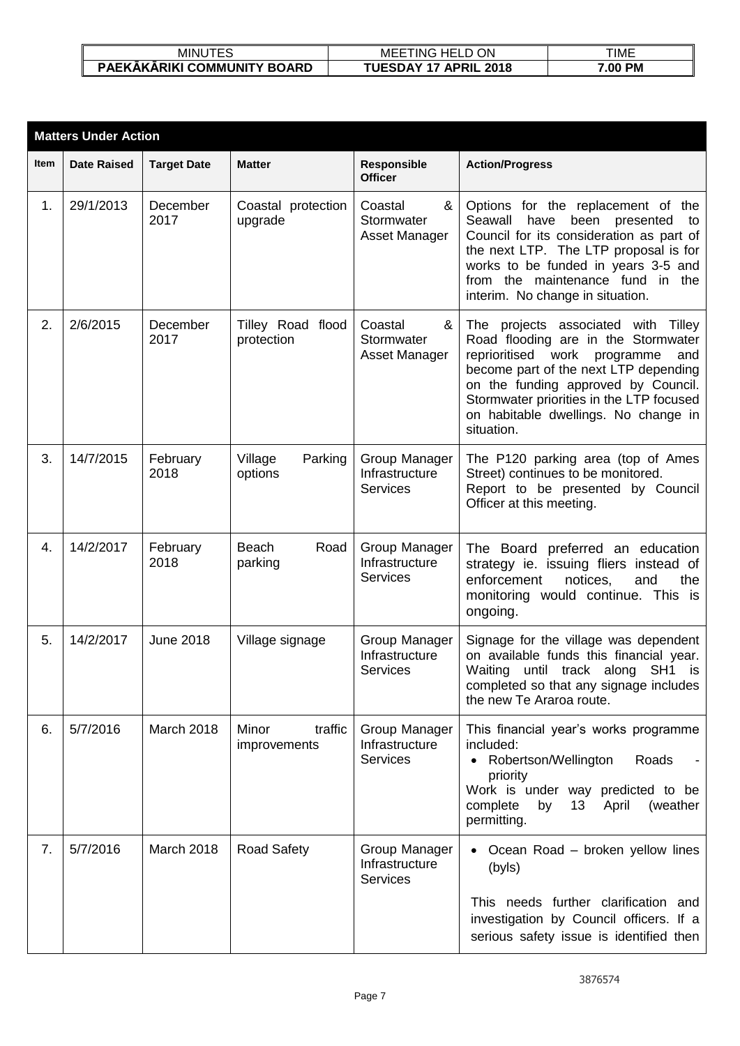| MINUTES | MEETING HELD ON | TIME |
|---|---|---|
| **PAEKĀKĀRIKI COMMUNITY BOARD** | **TUESDAY 17 APRIL 2018** | **7.00 PM** |

| **Matters Under Action** | | | | | |
|---|---|---|---|---|---|
| **Item** | **Date Raised** | **Target Date** | **Matter** | **Responsible Officer** | **Action/Progress** |
| 1. | 29/1/2013 | December 2017 | Coastal protection upgrade | Coastal & Stormwater Asset Manager | Options for the replacement of the Seawall have been presented to Council for its consideration as part of the next LTP. The LTP proposal is for works to be funded in years 3-5 and from the maintenance fund in the interim. No change in situation. |
| 2. | 2/6/2015 | December 2017 | Tilley Road flood protection | Coastal & Stormwater Asset Manager | The projects associated with Tilley Road flooding are in the Stormwater reprioritised work programme and become part of the next LTP depending on the funding approved by Council. Stormwater priorities in the LTP focused on habitable dwellings. No change in situation. |
| 3. | 14/7/2015 | February 2018 | Village Parking options | Group Manager Infrastructure Services | The P120 parking area (top of Ames Street) continues to be monitored.<br>Report to be presented by Council Officer at this meeting. |
| 4. | 14/2/2017 | February 2018 | Beach Road parking | Group Manager Infrastructure Services | The Board preferred an education strategy ie. issuing fliers instead of enforcement notices, and the monitoring would continue. This is ongoing. |
| 5. | 14/2/2017 | June 2018 | Village signage | Group Manager Infrastructure Services | Signage for the village was dependent on available funds this financial year. Waiting until track along SH1 is completed so that any signage includes the new Te Araroa route. |
| 6. | 5/7/2016 | March 2018 | Minor traffic improvements | Group Manager Infrastructure Services | This financial year's works programme included:<br>• Robertson/Wellington Roads - priority<br>Work is under way predicted to be complete by 13 April (weather permitting. |
| 7. | 5/7/2016 | March 2018 | Road Safety | Group Manager Infrastructure Services | • Ocean Road – broken yellow lines (byls)<br><br>This needs further clarification and investigation by Council officers. If a serious safety issue is identified then |

3876574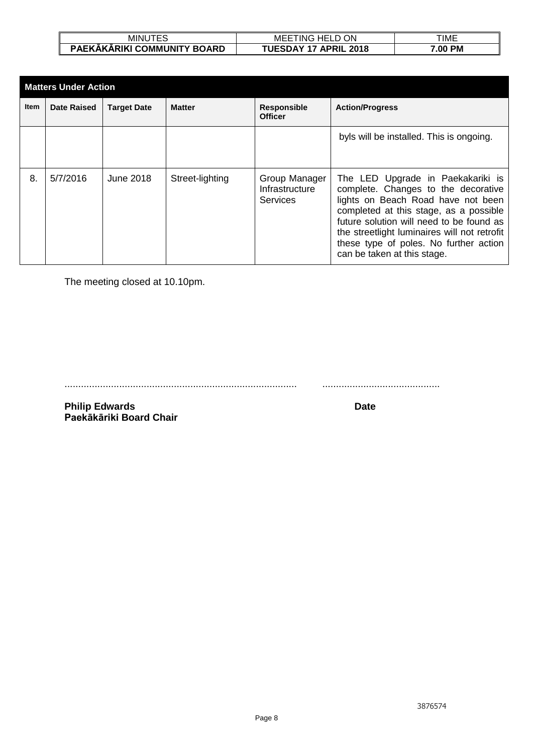| Matters Under Action | | | | | |
|---|---|---|---|---|---|
| **Item** | **Date Raised** | **Target Date** | **Matter** | **Responsible Officer** | **Action/Progress** |
| | | | | | byls will be installed. This is ongoing. |
| 8. | 5/7/2016 | June 2018 | Street-lighting | Group Manager Infrastructure Services | The LED Upgrade in Paekakariki is complete. Changes to the decorative lights on Beach Road have not been completed at this stage, as a possible future solution will need to be found as the streetlight luminaires will not retrofit these type of poles. No further action can be taken at this stage. |

The meeting closed at 10.10pm.

..................................................................................... ...........................................

**Philip Edwards** **Date**
**Paekākāriki Board Chair**

3876574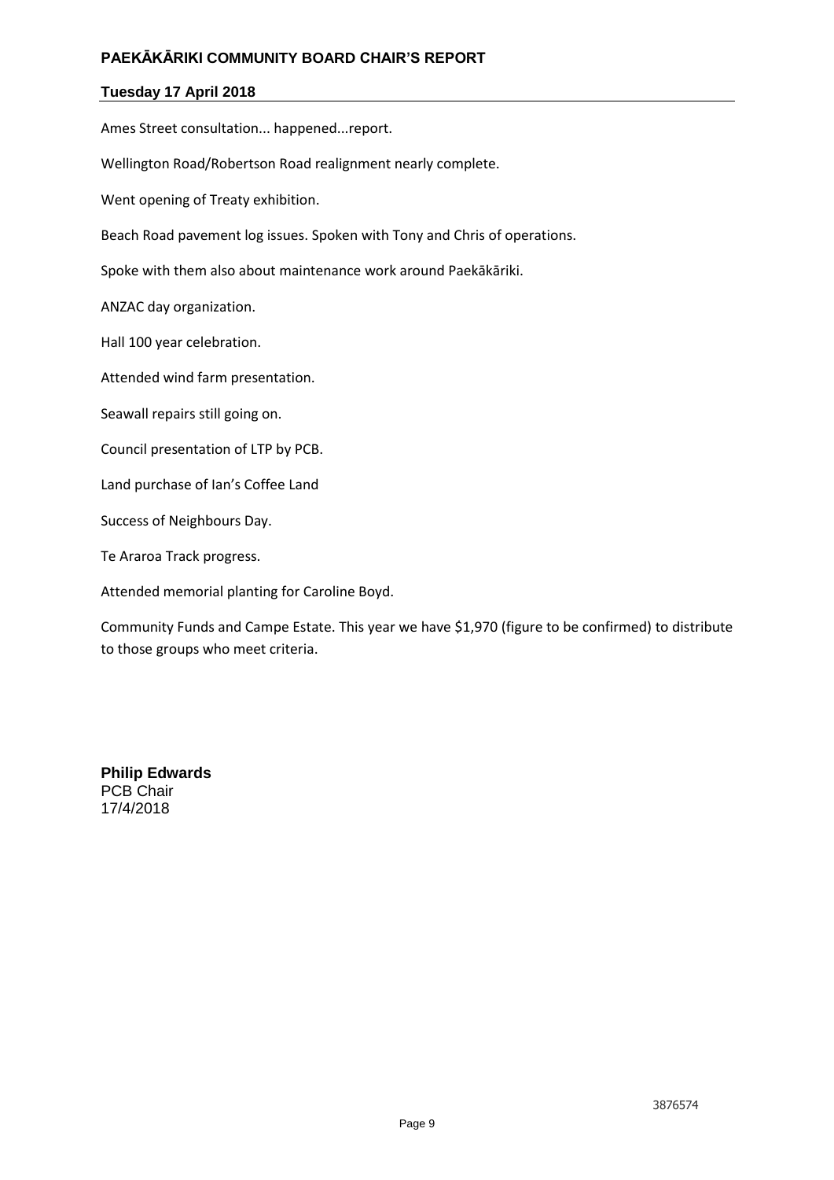# PAEKĀKĀRIKI COMMUNITY BOARD CHAIR'S REPORT

## Tuesday 17 April 2018

Ames Street consultation... happened...report.

Wellington Road/Robertson Road realignment nearly complete.

Went opening of Treaty exhibition.

Beach Road pavement log issues. Spoken with Tony and Chris of operations.

Spoke with them also about maintenance work around Paekākāriki.

ANZAC day organization.

Hall 100 year celebration.

Attended wind farm presentation.

Seawall repairs still going on.

Council presentation of LTP by PCB.

Land purchase of Ian's Coffee Land

Success of Neighbours Day.

Te Araroa Track progress.

Attended memorial planting for Caroline Boyd.

Community Funds and Campe Estate. This year we have $1,970 (figure to be confirmed) to distribute to those groups who meet criteria.

**Philip Edwards**
PCB Chair
17/4/2018

3876574